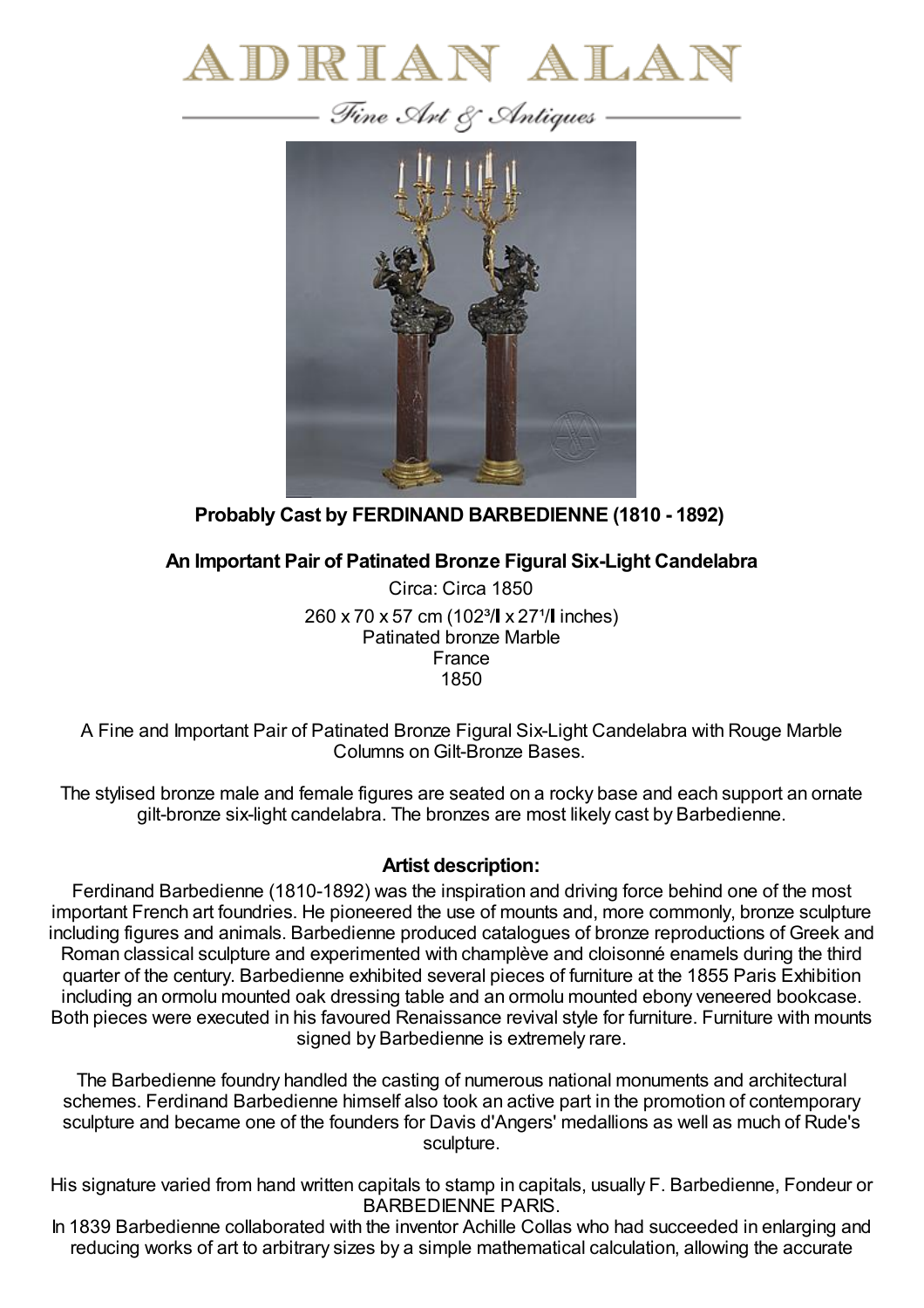# ADRIAN ALAN

*Fine Art & Antiques*

**Probably Cast by FERDINAND BARBEDIENNE (1810 - 1892)**

**An Important Pair of Patinated Bronze Figural Six-Light Candelabra**

Circa: Circa 1850

260 x 70 x 57 cm (102³/ x 27¹/ inches)

Patinated bronze Marble

France

1850

A Fine and Important Pair of Patinated Bronze Figural Six-Light Candelabra with Rouge Marble Columns on Gilt-Bronze Bases.

The stylised bronze male and female figures are seated on a rocky base and each support an ornate gilt-bronze six-light candelabra. The bronzes are most likely cast by Barbedienne.

### Artist description:

Ferdinand Barbedienne (1810-1892) was the inspiration and driving force behind one of the most important French art foundries. He pioneered the use of mounts and, more commonly, bronze sculpture including figures and animals. Barbedienne produced catalogues of bronze reproductions of Greek and Roman classical sculpture and experimented with champlève and cloisonné enamels during the third quarter of the century. Barbedienne exhibited several pieces of furniture at the 1855 Paris Exhibition including an ormolu mounted oak dressing table and an ormolu mounted ebony veneered bookcase. Both pieces were executed in his favoured Renaissance revival style for furniture. Furniture with mounts signed by Barbedienne is extremely rare.

The Barbedienne foundry handled the casting of numerous national monuments and architectural schemes. Ferdinand Barbedienne himself also took an active part in the promotion of contemporary sculpture and became one of the founders for Davis d'Angers' medallions as well as much of Rude's sculpture.

His signature varied from hand written capitals to stamp in capitals, usually F. Barbedienne, Fondeur or BARBEDIENNE PARIS.

In 1839 Barbedienne collaborated with the inventor Achille Collas who had succeeded in enlarging and reducing works of art to arbitrary sizes by a simple mathematical calculation, allowing the accurate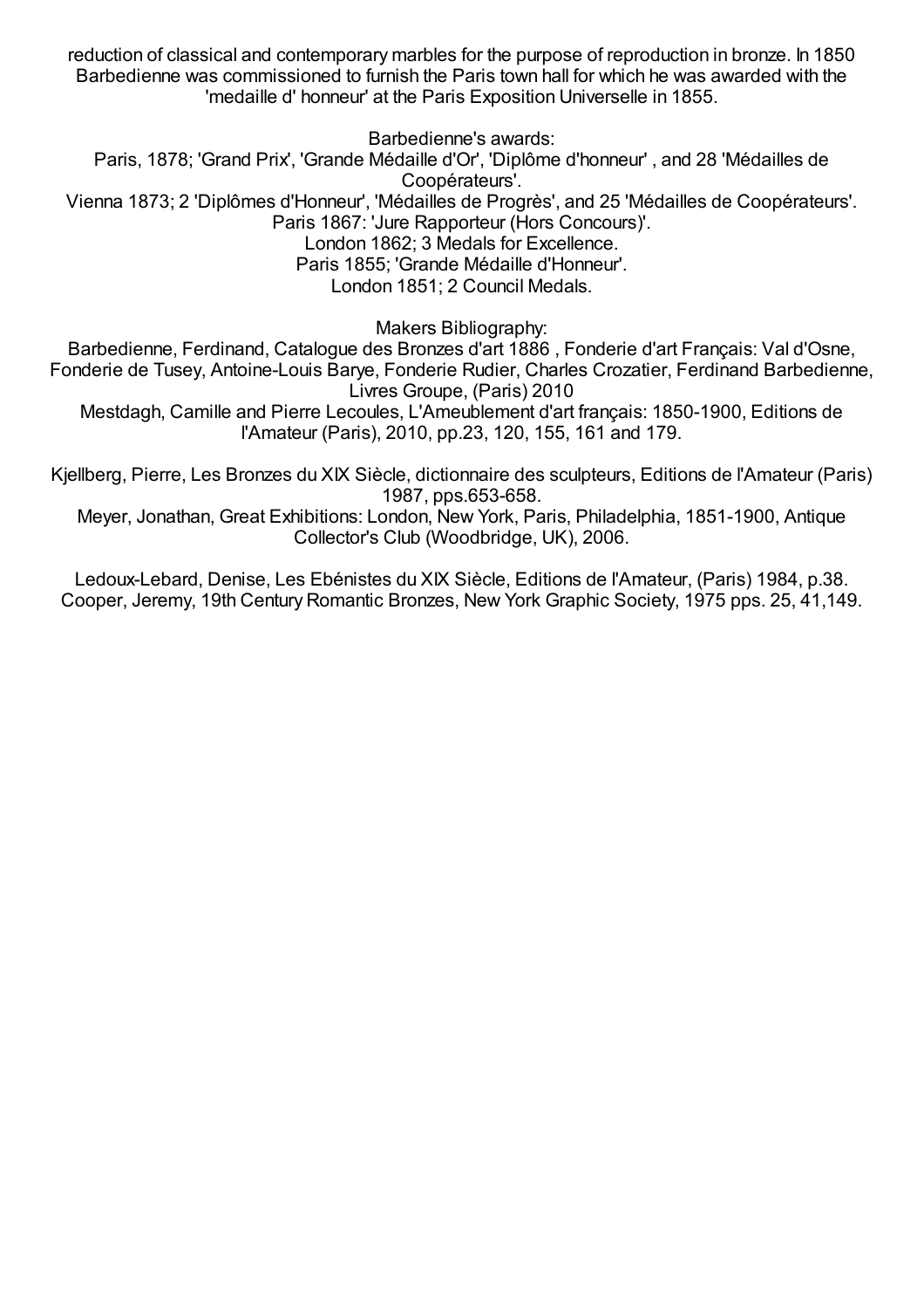reduction of classical and contemporary marbles for the purpose of reproduction in bronze. In 1850 Barbedienne was commissioned to furnish the Paris town hall for which he was awarded with the 'medaille d' honneur' at the Paris Exposition Universelle in 1855.

Barbedienne's awards:
Paris, 1878; 'Grand Prix', 'Grande Médaille d'Or', 'Diplôme d'honneur' , and 28 'Médailles de Coopérateurs'.
Vienna 1873; 2 'Diplômes d'Honneur', 'Médailles de Progrès', and 25 'Médailles de Coopérateurs'.
Paris 1867: 'Jure Rapporteur (Hors Concours)'.
London 1862; 3 Medals for Excellence.
Paris 1855; 'Grande Médaille d'Honneur'.
London 1851; 2 Council Medals.

Makers Bibliography:
Barbedienne, Ferdinand, Catalogue des Bronzes d'art 1886 , Fonderie d'art Français: Val d'Osne, Fonderie de Tusey, Antoine-Louis Barye, Fonderie Rudier, Charles Crozatier, Ferdinand Barbedienne, Livres Groupe, (Paris) 2010
Mestdagh, Camille and Pierre Lecoules, L'Ameublement d'art français: 1850-1900, Editions de l'Amateur (Paris), 2010, pp.23, 120, 155, 161 and 179.

Kjellberg, Pierre, Les Bronzes du XIX Siècle, dictionnaire des sculpteurs, Editions de l'Amateur (Paris) 1987, pps.653-658.
Meyer, Jonathan, Great Exhibitions: London, New York, Paris, Philadelphia, 1851-1900, Antique Collector's Club (Woodbridge, UK), 2006.

Ledoux-Lebard, Denise, Les Ebénistes du XIX Siècle, Editions de l'Amateur, (Paris) 1984, p.38.
Cooper, Jeremy, 19th Century Romantic Bronzes, New York Graphic Society, 1975 pps. 25, 41,149.